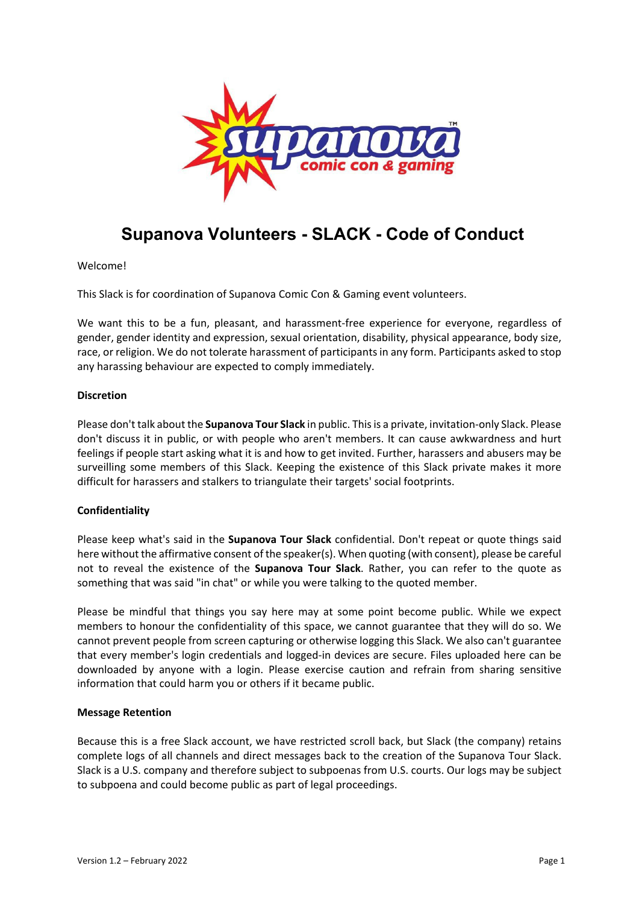# Supanova Volunteers - SLACK - Code of Conduct

Welcome!

This Slack is for coordination of Supanova Comic Con & Gaming event volunteers.

We want this to be a fun, pleasant, and harassment-free experience for everyone, regardless of gender, gender identity and expression, sexual orientation, disability, physical appearance, body size, race, or religion. We do not tolerate harassment of participants in any form. Participants asked to stop any harassing behaviour are expected to comply immediately.

## Discretion

Please don't talk about the **Supanova Tour Slack** in public. This is a private, invitation-only Slack. Please don't discuss it in public, or with people who aren't members. It can cause awkwardness and hurt feelings if people start asking what it is and how to get invited. Further, harassers and abusers may be surveilling some members of this Slack. Keeping the existence of this Slack private makes it more difficult for harassers and stalkers to triangulate their targets' social footprints.

## Confidentiality

Please keep what's said in the **Supanova Tour Slack** confidential. Don't repeat or quote things said here without the affirmative consent of the speaker(s). When quoting (with consent), please be careful not to reveal the existence of the **Supanova Tour Slack**. Rather, you can refer to the quote as something that was said "in chat" or while you were talking to the quoted member.

Please be mindful that things you say here may at some point become public. While we expect members to honour the confidentiality of this space, we cannot guarantee that they will do so. We cannot prevent people from screen capturing or otherwise logging this Slack. We also can't guarantee that every member's login credentials and logged-in devices are secure. Files uploaded here can be downloaded by anyone with a login. Please exercise caution and refrain from sharing sensitive information that could harm you or others if it became public.

## Message Retention

Because this is a free Slack account, we have restricted scroll back, but Slack (the company) retains complete logs of all channels and direct messages back to the creation of the Supanova Tour Slack. Slack is a U.S. company and therefore subject to subpoenas from U.S. courts. Our logs may be subject to subpoena and could become public as part of legal proceedings.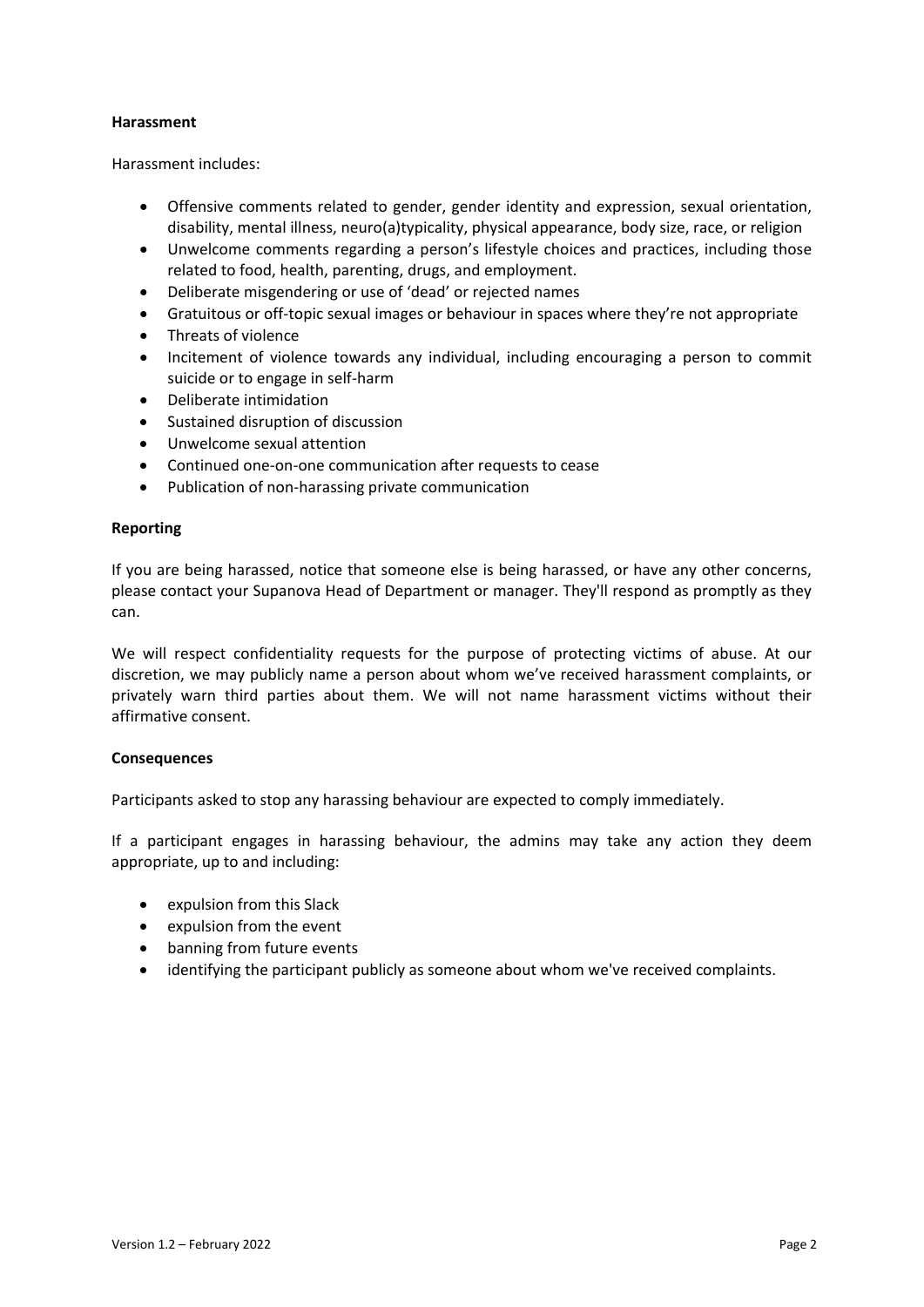**Harassment**

Harassment includes:

- Offensive comments related to gender, gender identity and expression, sexual orientation, disability, mental illness, neuro(a)typicality, physical appearance, body size, race, or religion
- Unwelcome comments regarding a person's lifestyle choices and practices, including those related to food, health, parenting, drugs, and employment.
- Deliberate misgendering or use of 'dead' or rejected names
- Gratuitous or off-topic sexual images or behaviour in spaces where they're not appropriate
- Threats of violence
- Incitement of violence towards any individual, including encouraging a person to commit suicide or to engage in self-harm
- Deliberate intimidation
- Sustained disruption of discussion
- Unwelcome sexual attention
- Continued one-on-one communication after requests to cease
- Publication of non-harassing private communication

**Reporting**

If you are being harassed, notice that someone else is being harassed, or have any other concerns, please contact your Supanova Head of Department or manager. They'll respond as promptly as they can.

We will respect confidentiality requests for the purpose of protecting victims of abuse. At our discretion, we may publicly name a person about whom we've received harassment complaints, or privately warn third parties about them. We will not name harassment victims without their affirmative consent.

**Consequences**

Participants asked to stop any harassing behaviour are expected to comply immediately.

If a participant engages in harassing behaviour, the admins may take any action they deem appropriate, up to and including:

- expulsion from this Slack
- expulsion from the event
- banning from future events
- identifying the participant publicly as someone about whom we've received complaints.

Version 1.2 – February 2022